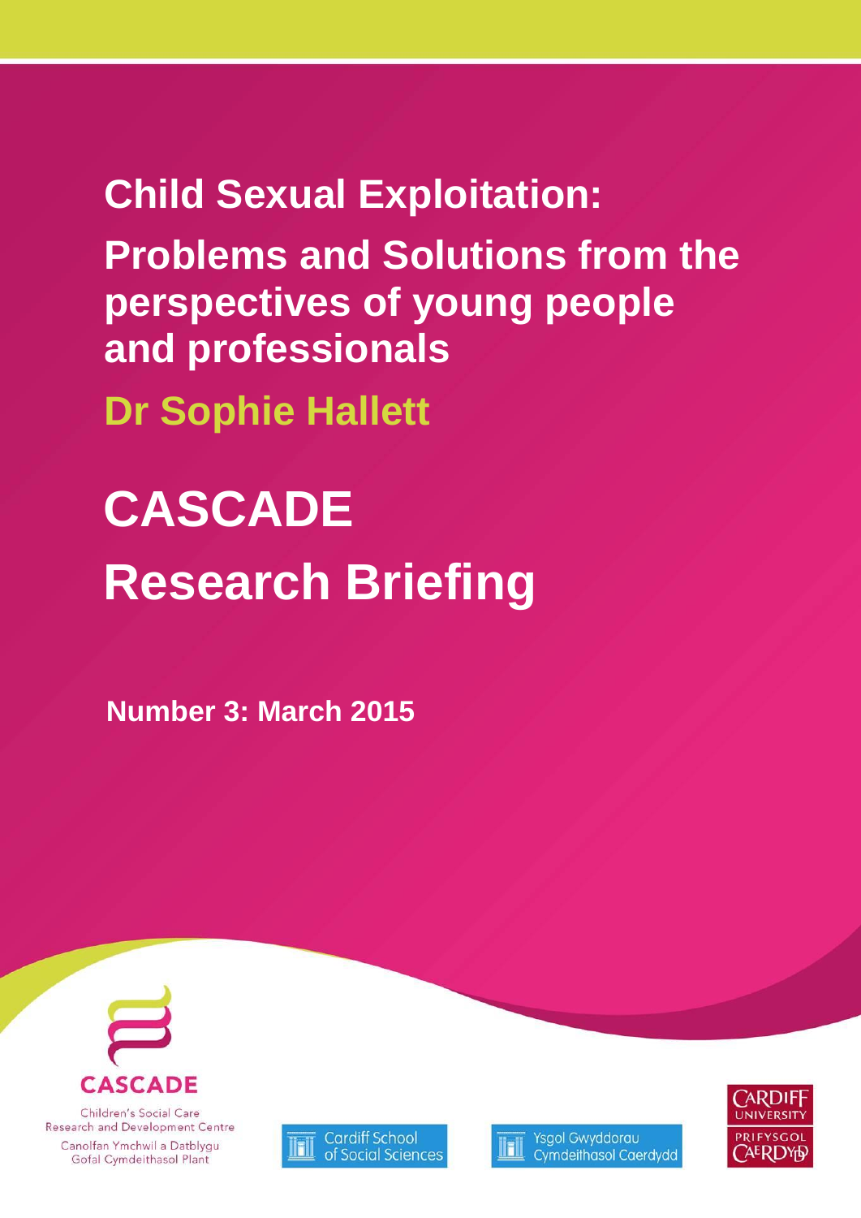# Child Sexual Exploitation:

## Problems and Solutions from the perspectives of young people and professionals

**Dr Sophie Hallett**

# CASCADE

# Research Briefing

**Number 3: March 2015**

CASCADE

Children's Social Care Research and Development Centre

Canolfan Ymchwil a Datblygu Gofal Cymdeithasol Plant

Cardiff School of Social Sciences

Ysgol Gwyddorau Cymdeithasol Caerdydd

Cardiff University

Prifysgol Caerdydd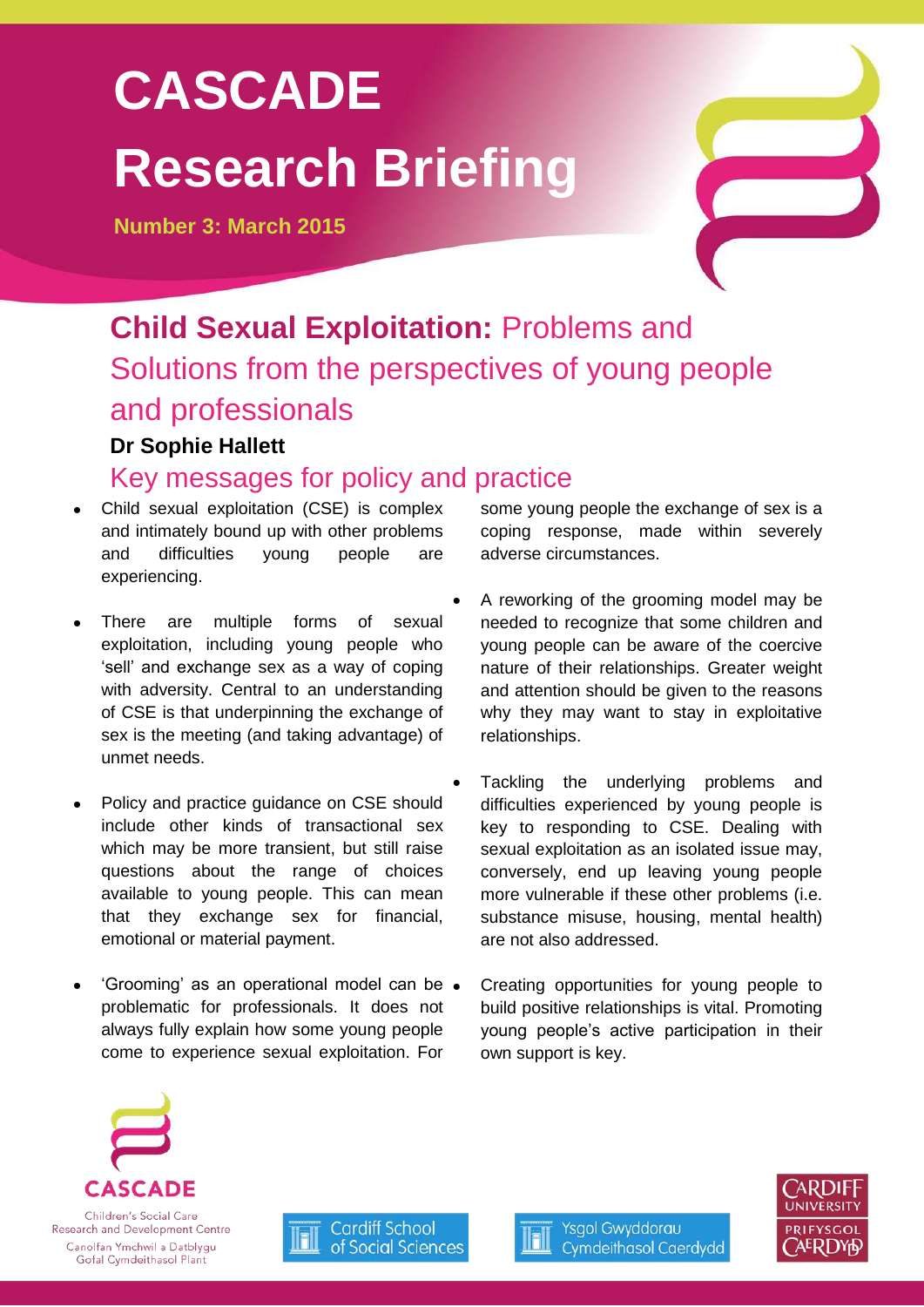# CASCADE Research Briefing

**Number 3: March 2015**

## **Child Sexual Exploitation:** Problems and Solutions from the perspectives of young people and professionals

**Dr Sophie Hallett**

## Key messages for policy and practice

- Child sexual exploitation (CSE) is complex and intimately bound up with other problems and difficulties young people are experiencing.
- There are multiple forms of sexual exploitation, including young people who 'sell' and exchange sex as a way of coping with adversity. Central to an understanding of CSE is that underpinning the exchange of sex is the meeting (and taking advantage) of unmet needs.
- Policy and practice guidance on CSE should include other kinds of transactional sex which may be more transient, but still raise questions about the range of choices available to young people. This can mean that they exchange sex for financial, emotional or material payment.
- 'Grooming' as an operational model can be problematic for professionals. It does not always fully explain how some young people come to experience sexual exploitation. For some young people the exchange of sex is a coping response, made within severely adverse circumstances.
- A reworking of the grooming model may be needed to recognize that some children and young people can be aware of the coercive nature of their relationships. Greater weight and attention should be given to the reasons why they may want to stay in exploitative relationships.
- Tackling the underlying problems and difficulties experienced by young people is key to responding to CSE. Dealing with sexual exploitation as an isolated issue may, conversely, end up leaving young people more vulnerable if these other problems (i.e. substance misuse, housing, mental health) are not also addressed.
- Creating opportunities for young people to build positive relationships is vital. Promoting young people's active participation in their own support is key.

CASCADE
Children's Social Care Research and Development Centre
Canolfan Ymchwil a Datblygu Gofal Cymdeithasol Plant

Cardiff School of Social Sciences

Ysgol Gwyddorau Cymdeithasol Caerdydd

Cardiff University
Prifysgol Caerdydd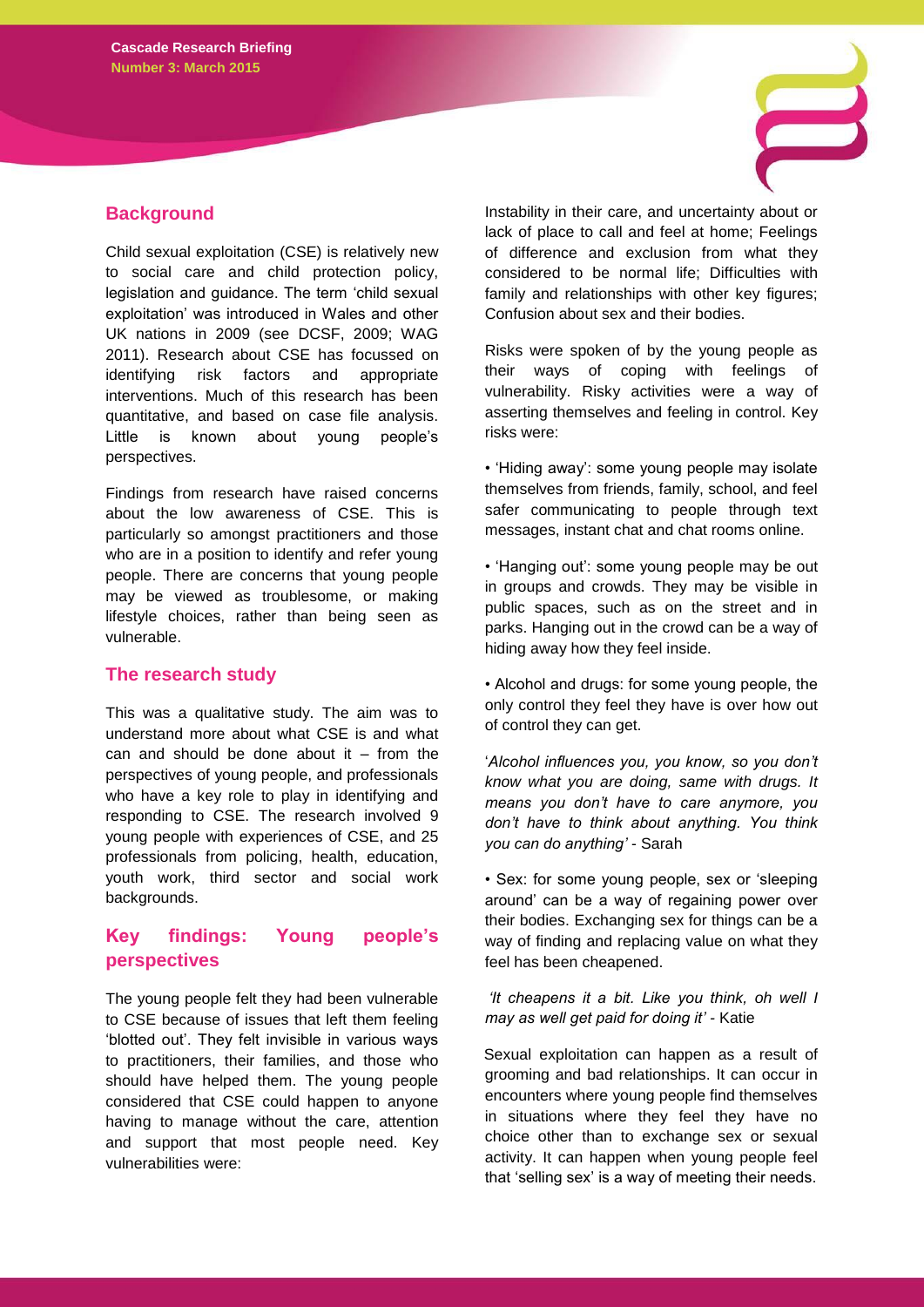## Background

Child sexual exploitation (CSE) is relatively new to social care and child protection policy, legislation and guidance. The term 'child sexual exploitation' was introduced in Wales and other UK nations in 2009 (see DCSF, 2009; WAG 2011). Research about CSE has focussed on identifying risk factors and appropriate interventions. Much of this research has been quantitative, and based on case file analysis. Little is known about young people's perspectives.

Findings from research have raised concerns about the low awareness of CSE. This is particularly so amongst practitioners and those who are in a position to identify and refer young people. There are concerns that young people may be viewed as troublesome, or making lifestyle choices, rather than being seen as vulnerable.

## The research study

This was a qualitative study. The aim was to understand more about what CSE is and what can and should be done about it – from the perspectives of young people, and professionals who have a key role to play in identifying and responding to CSE. The research involved 9 young people with experiences of CSE, and 25 professionals from policing, health, education, youth work, third sector and social work backgrounds.

## Key findings: Young people's perspectives

The young people felt they had been vulnerable to CSE because of issues that left them feeling 'blotted out'. They felt invisible in various ways to practitioners, their families, and those who should have helped them. The young people considered that CSE could happen to anyone having to manage without the care, attention and support that most people need. Key vulnerabilities were:

Instability in their care, and uncertainty about or lack of place to call and feel at home; Feelings of difference and exclusion from what they considered to be normal life; Difficulties with family and relationships with other key figures; Confusion about sex and their bodies.

Risks were spoken of by the young people as their ways of coping with feelings of vulnerability. Risky activities were a way of asserting themselves and feeling in control. Key risks were:

- 'Hiding away': some young people may isolate themselves from friends, family, school, and feel safer communicating to people through text messages, instant chat and chat rooms online.
- 'Hanging out': some young people may be out in groups and crowds. They may be visible in public spaces, such as on the street and in parks. Hanging out in the crowd can be a way of hiding away how they feel inside.
- Alcohol and drugs: for some young people, the only control they feel they have is over how out of control they can get.

'*Alcohol influences you, you know, so you don't know what you are doing, same with drugs. It means you don't have to care anymore, you don't have to think about anything. You think you can do anything'* - Sarah

- Sex: for some young people, sex or 'sleeping around' can be a way of regaining power over their bodies. Exchanging sex for things can be a way of finding and replacing value on what they feel has been cheapened.

*'It cheapens it a bit. Like you think, oh well I may as well get paid for doing it'* - Katie

Sexual exploitation can happen as a result of grooming and bad relationships. It can occur in encounters where young people find themselves in situations where they feel they have no choice other than to exchange sex or sexual activity. It can happen when young people feel that 'selling sex' is a way of meeting their needs.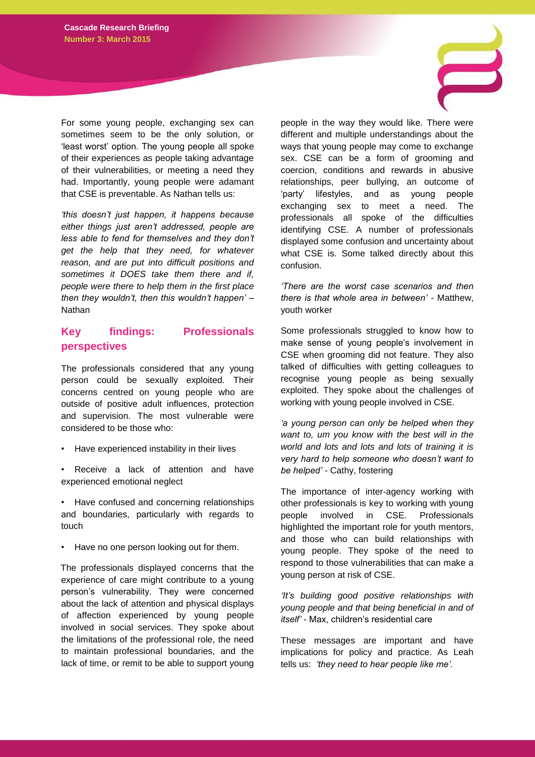For some young people, exchanging sex can sometimes seem to be the only solution, or 'least worst' option. The young people all spoke of their experiences as people taking advantage of their vulnerabilities, or meeting a need they had. Importantly, young people were adamant that CSE is preventable. As Nathan tells us:

*'this doesn't just happen, it happens because either things just aren't addressed, people are less able to fend for themselves and they don't get the help that they need, for whatever reason, and are put into difficult positions and sometimes it DOES take them there and if, people were there to help them in the first place then they wouldn't, then this wouldn't happen'* – Nathan

## Key findings: Professionals perspectives

The professionals considered that any young person could be sexually exploited. Their concerns centred on young people who are outside of positive adult influences, protection and supervision. The most vulnerable were considered to be those who:

- Have experienced instability in their lives
- Receive a lack of attention and have experienced emotional neglect
- Have confused and concerning relationships and boundaries, particularly with regards to touch
- Have no one person looking out for them.

The professionals displayed concerns that the experience of care might contribute to a young person's vulnerability. They were concerned about the lack of attention and physical displays of affection experienced by young people involved in social services. They spoke about the limitations of the professional role, the need to maintain professional boundaries, and the lack of time, or remit to be able to support young people in the way they would like. There were different and multiple understandings about the ways that young people may come to exchange sex. CSE can be a form of grooming and coercion, conditions and rewards in abusive relationships, peer bullying, an outcome of 'party' lifestyles, and as young people exchanging sex to meet a need. The professionals all spoke of the difficulties identifying CSE. A number of professionals displayed some confusion and uncertainty about what CSE is. Some talked directly about this confusion.

*'There are the worst case scenarios and then there is that whole area in between'* - Matthew, youth worker

Some professionals struggled to know how to make sense of young people's involvement in CSE when grooming did not feature. They also talked of difficulties with getting colleagues to recognise young people as being sexually exploited. They spoke about the challenges of working with young people involved in CSE.

*'a young person can only be helped when they want to, um you know with the best will in the world and lots and lots and lots of training it is very hard to help someone who doesn't want to be helped'* - Cathy, fostering

The importance of inter-agency working with other professionals is key to working with young people involved in CSE. Professionals highlighted the important role for youth mentors, and those who can build relationships with young people. They spoke of the need to respond to those vulnerabilities that can make a young person at risk of CSE.

*'It's building good positive relationships with young people and that being beneficial in and of itself'* - Max, children's residential care

These messages are important and have implications for policy and practice. As Leah tells us: *'they need to hear people like me'.*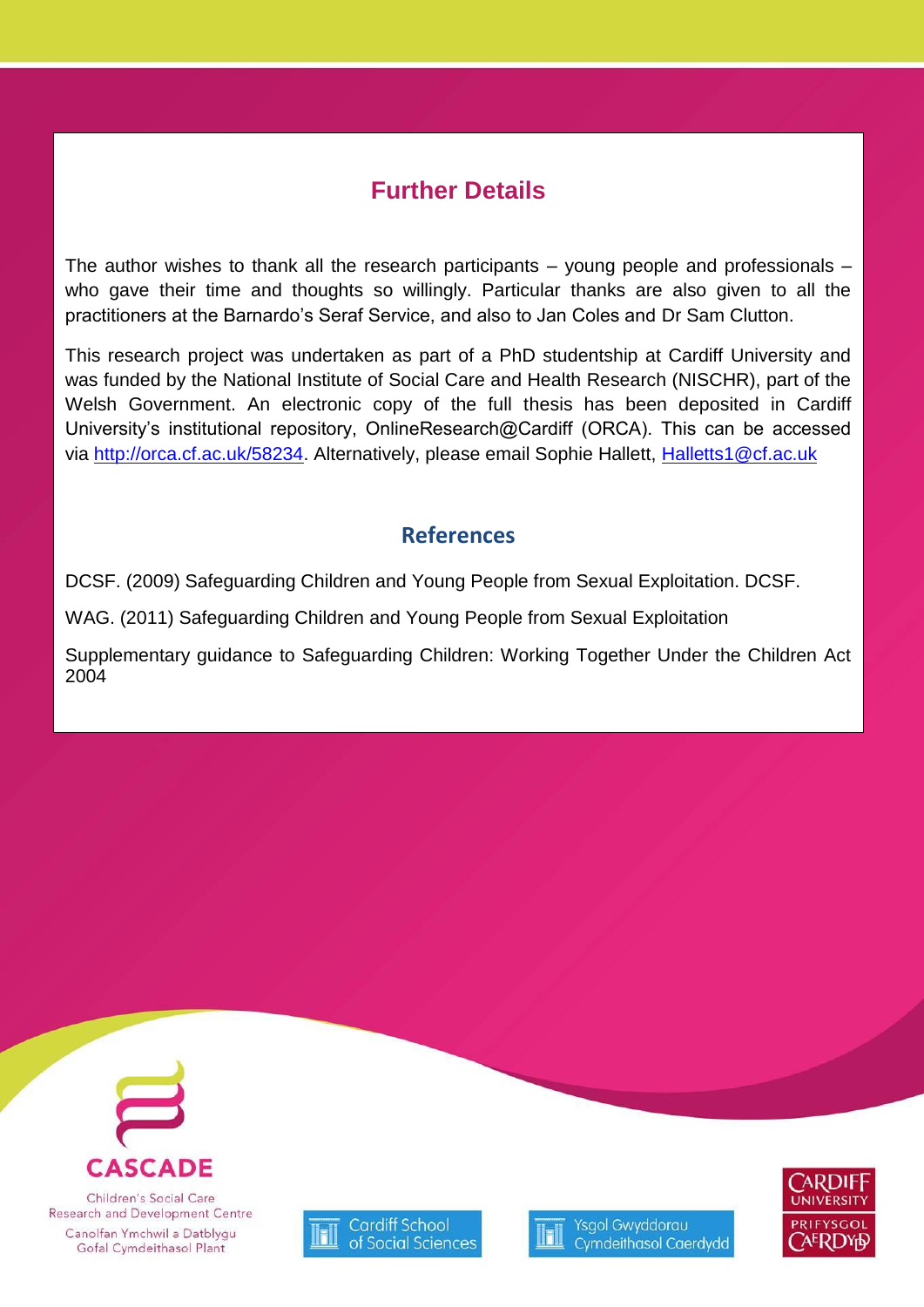## Further Details

The author wishes to thank all the research participants – young people and professionals – who gave their time and thoughts so willingly. Particular thanks are also given to all the practitioners at the Barnardo's Seraf Service, and also to Jan Coles and Dr Sam Clutton.

This research project was undertaken as part of a PhD studentship at Cardiff University and was funded by the National Institute of Social Care and Health Research (NISCHR), part of the Welsh Government. An electronic copy of the full thesis has been deposited in Cardiff University's institutional repository, OnlineResearch@Cardiff (ORCA). This can be accessed via http://orca.cf.ac.uk/58234. Alternatively, please email Sophie Hallett, Halletts1@cf.ac.uk

## References

DCSF. (2009) Safeguarding Children and Young People from Sexual Exploitation. DCSF.

WAG. (2011) Safeguarding Children and Young People from Sexual Exploitation

Supplementary guidance to Safeguarding Children: Working Together Under the Children Act 2004

CASCADE
Children's Social Care Research and Development Centre
Canolfan Ymchwil a Datblygu Gofal Cymdeithasol Plant

Cardiff School of Social Sciences

Ysgol Gwyddorau Cymdeithasol Caerdydd

CARDIFF UNIVERSITY
PRIFYSGOL CAERDYDD